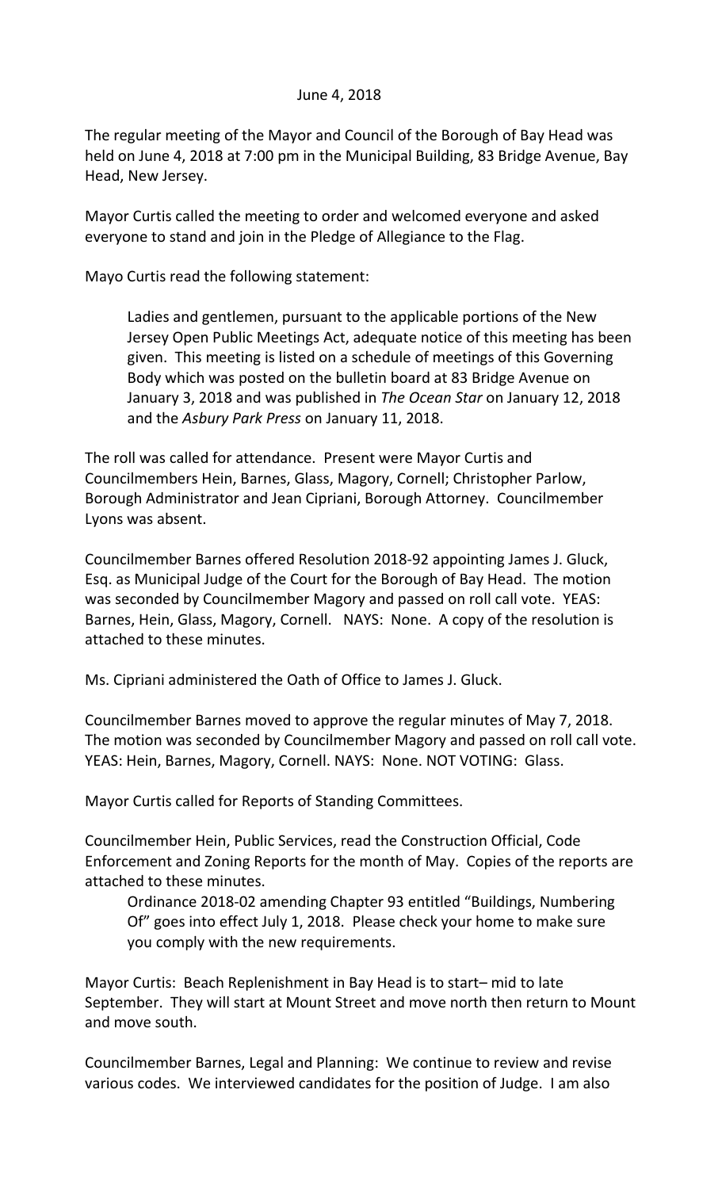June 4, 2018

The regular meeting of the Mayor and Council of the Borough of Bay Head was held on June 4, 2018 at 7:00 pm in the Municipal Building, 83 Bridge Avenue, Bay Head, New Jersey.

Mayor Curtis called the meeting to order and welcomed everyone and asked everyone to stand and join in the Pledge of Allegiance to the Flag.

Mayo Curtis read the following statement:

> Ladies and gentlemen, pursuant to the applicable portions of the New Jersey Open Public Meetings Act, adequate notice of this meeting has been given. This meeting is listed on a schedule of meetings of this Governing Body which was posted on the bulletin board at 83 Bridge Avenue on January 3, 2018 and was published in *The Ocean Star* on January 12, 2018 and the *Asbury Park Press* on January 11, 2018.

The roll was called for attendance. Present were Mayor Curtis and Councilmembers Hein, Barnes, Glass, Magory, Cornell; Christopher Parlow, Borough Administrator and Jean Cipriani, Borough Attorney. Councilmember Lyons was absent.

Councilmember Barnes offered Resolution 2018-92 appointing James J. Gluck, Esq. as Municipal Judge of the Court for the Borough of Bay Head. The motion was seconded by Councilmember Magory and passed on roll call vote. YEAS: Barnes, Hein, Glass, Magory, Cornell. NAYS: None. A copy of the resolution is attached to these minutes.

Ms. Cipriani administered the Oath of Office to James J. Gluck.

Councilmember Barnes moved to approve the regular minutes of May 7, 2018. The motion was seconded by Councilmember Magory and passed on roll call vote. YEAS: Hein, Barnes, Magory, Cornell. NAYS: None. NOT VOTING: Glass.

Mayor Curtis called for Reports of Standing Committees.

Councilmember Hein, Public Services, read the Construction Official, Code Enforcement and Zoning Reports for the month of May. Copies of the reports are attached to these minutes.

> Ordinance 2018-02 amending Chapter 93 entitled "Buildings, Numbering Of" goes into effect July 1, 2018. Please check your home to make sure you comply with the new requirements.

Mayor Curtis: Beach Replenishment in Bay Head is to start– mid to late September. They will start at Mount Street and move north then return to Mount and move south.

Councilmember Barnes, Legal and Planning: We continue to review and revise various codes. We interviewed candidates for the position of Judge. I am also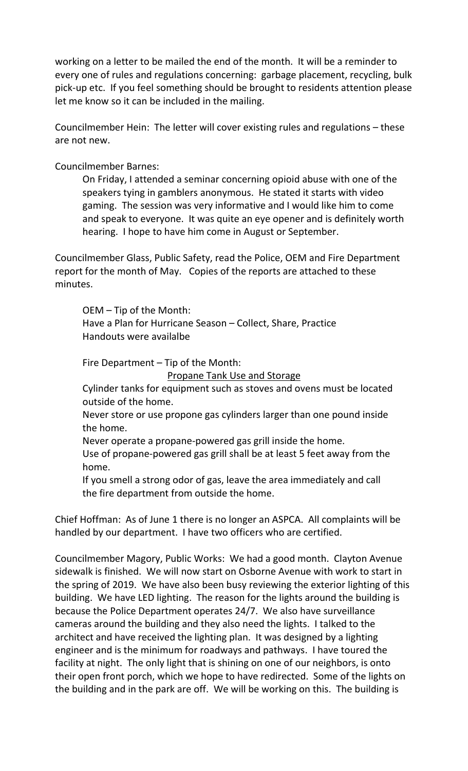working on a letter to be mailed the end of the month. It will be a reminder to every one of rules and regulations concerning: garbage placement, recycling, bulk pick-up etc. If you feel something should be brought to residents attention please let me know so it can be included in the mailing.

Councilmember Hein: The letter will cover existing rules and regulations – these are not new.

Councilmember Barnes:

> On Friday, I attended a seminar concerning opioid abuse with one of the speakers tying in gamblers anonymous. He stated it starts with video gaming. The session was very informative and I would like him to come and speak to everyone. It was quite an eye opener and is definitely worth hearing. I hope to have him come in August or September.

Councilmember Glass, Public Safety, read the Police, OEM and Fire Department report for the month of May. Copies of the reports are attached to these minutes.

> OEM – Tip of the Month:
> Have a Plan for Hurricane Season – Collect, Share, Practice
> Handouts were availalbe
>
> Fire Department – Tip of the Month:
>
> Propane Tank Use and Storage
>
> Cylinder tanks for equipment such as stoves and ovens must be located outside of the home.
> Never store or use propone gas cylinders larger than one pound inside the home.
> Never operate a propane-powered gas grill inside the home.
> Use of propane-powered gas grill shall be at least 5 feet away from the home.
> If you smell a strong odor of gas, leave the area immediately and call the fire department from outside the home.

Chief Hoffman: As of June 1 there is no longer an ASPCA. All complaints will be handled by our department. I have two officers who are certified.

Councilmember Magory, Public Works: We had a good month. Clayton Avenue sidewalk is finished. We will now start on Osborne Avenue with work to start in the spring of 2019. We have also been busy reviewing the exterior lighting of this building. We have LED lighting. The reason for the lights around the building is because the Police Department operates 24/7. We also have surveillance cameras around the building and they also need the lights. I talked to the architect and have received the lighting plan. It was designed by a lighting engineer and is the minimum for roadways and pathways. I have toured the facility at night. The only light that is shining on one of our neighbors, is onto their open front porch, which we hope to have redirected. Some of the lights on the building and in the park are off. We will be working on this. The building is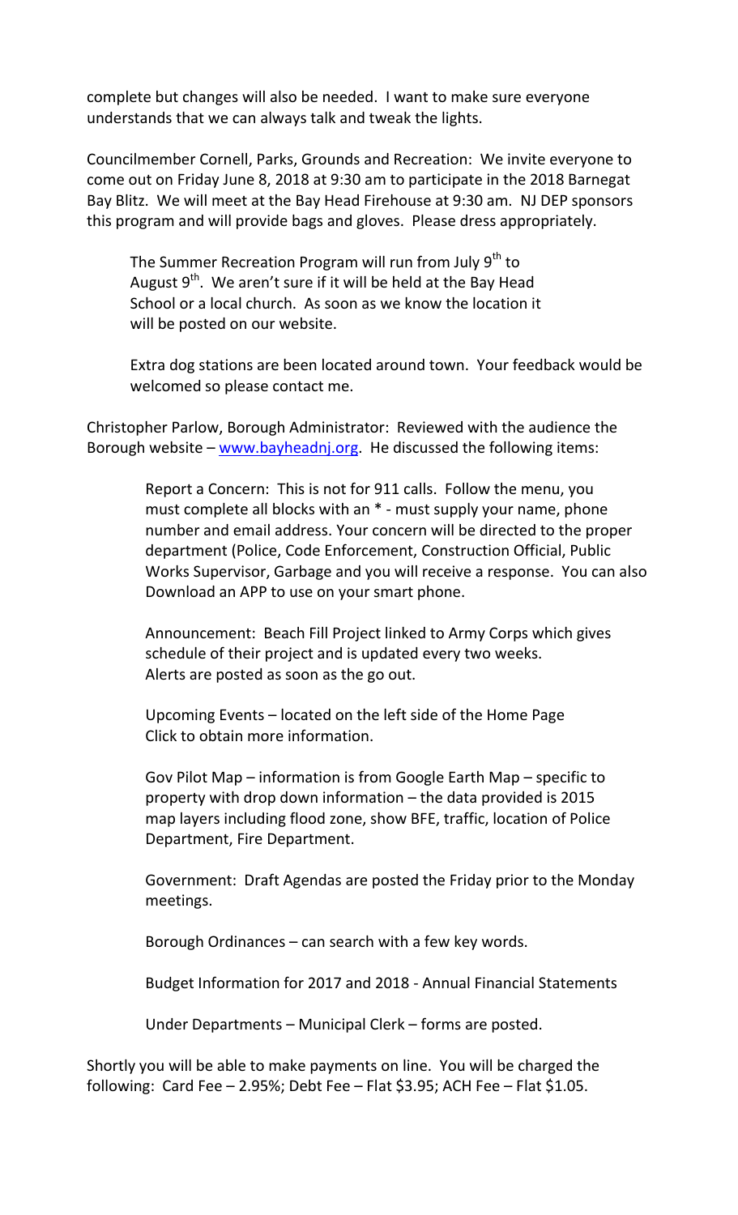complete but changes will also be needed. I want to make sure everyone understands that we can always talk and tweak the lights.

Councilmember Cornell, Parks, Grounds and Recreation: We invite everyone to come out on Friday June 8, 2018 at 9:30 am to participate in the 2018 Barnegat Bay Blitz. We will meet at the Bay Head Firehouse at 9:30 am. NJ DEP sponsors this program and will provide bags and gloves. Please dress appropriately.

The Summer Recreation Program will run from July 9th to August 9th. We aren't sure if it will be held at the Bay Head School or a local church. As soon as we know the location it will be posted on our website.

Extra dog stations are been located around town. Your feedback would be welcomed so please contact me.

Christopher Parlow, Borough Administrator: Reviewed with the audience the Borough website – www.bayheadnj.org. He discussed the following items:

Report a Concern: This is not for 911 calls. Follow the menu, you must complete all blocks with an * - must supply your name, phone number and email address. Your concern will be directed to the proper department (Police, Code Enforcement, Construction Official, Public Works Supervisor, Garbage and you will receive a response. You can also Download an APP to use on your smart phone.

Announcement: Beach Fill Project linked to Army Corps which gives schedule of their project and is updated every two weeks. Alerts are posted as soon as the go out.

Upcoming Events – located on the left side of the Home Page Click to obtain more information.

Gov Pilot Map – information is from Google Earth Map – specific to property with drop down information – the data provided is 2015 map layers including flood zone, show BFE, traffic, location of Police Department, Fire Department.

Government: Draft Agendas are posted the Friday prior to the Monday meetings.

Borough Ordinances – can search with a few key words.

Budget Information for 2017 and 2018 - Annual Financial Statements

Under Departments – Municipal Clerk – forms are posted.

Shortly you will be able to make payments on line. You will be charged the following: Card Fee – 2.95%; Debt Fee – Flat $3.95; ACH Fee – Flat $1.05.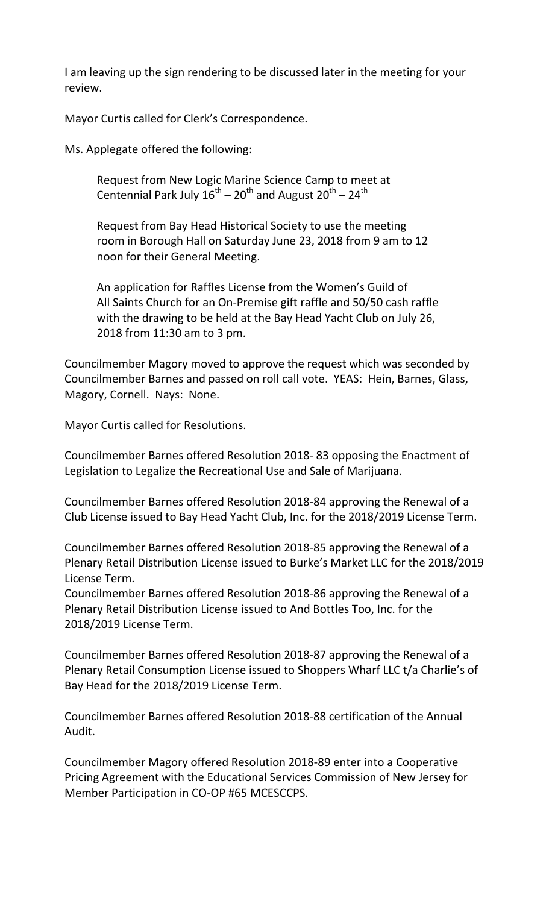I am leaving up the sign rendering to be discussed later in the meeting for your review.

Mayor Curtis called for Clerk's Correspondence.

Ms. Applegate offered the following:

> Request from New Logic Marine Science Camp to meet at Centennial Park July $16^{th}$ – $20^{th}$ and August $20^{th}$ – $24^{th}$
>
> Request from Bay Head Historical Society to use the meeting room in Borough Hall on Saturday June 23, 2018 from 9 am to 12 noon for their General Meeting.
>
> An application for Raffles License from the Women's Guild of All Saints Church for an On-Premise gift raffle and 50/50 cash raffle with the drawing to be held at the Bay Head Yacht Club on July 26, 2018 from 11:30 am to 3 pm.

Councilmember Magory moved to approve the request which was seconded by Councilmember Barnes and passed on roll call vote. YEAS: Hein, Barnes, Glass, Magory, Cornell. Nays: None.

Mayor Curtis called for Resolutions.

Councilmember Barnes offered Resolution 2018- 83 opposing the Enactment of Legislation to Legalize the Recreational Use and Sale of Marijuana.

Councilmember Barnes offered Resolution 2018-84 approving the Renewal of a Club License issued to Bay Head Yacht Club, Inc. for the 2018/2019 License Term.

Councilmember Barnes offered Resolution 2018-85 approving the Renewal of a Plenary Retail Distribution License issued to Burke's Market LLC for the 2018/2019 License Term.

Councilmember Barnes offered Resolution 2018-86 approving the Renewal of a Plenary Retail Distribution License issued to And Bottles Too, Inc. for the 2018/2019 License Term.

Councilmember Barnes offered Resolution 2018-87 approving the Renewal of a Plenary Retail Consumption License issued to Shoppers Wharf LLC t/a Charlie's of Bay Head for the 2018/2019 License Term.

Councilmember Barnes offered Resolution 2018-88 certification of the Annual Audit.

Councilmember Magory offered Resolution 2018-89 enter into a Cooperative Pricing Agreement with the Educational Services Commission of New Jersey for Member Participation in CO-OP #65 MCESCCPS.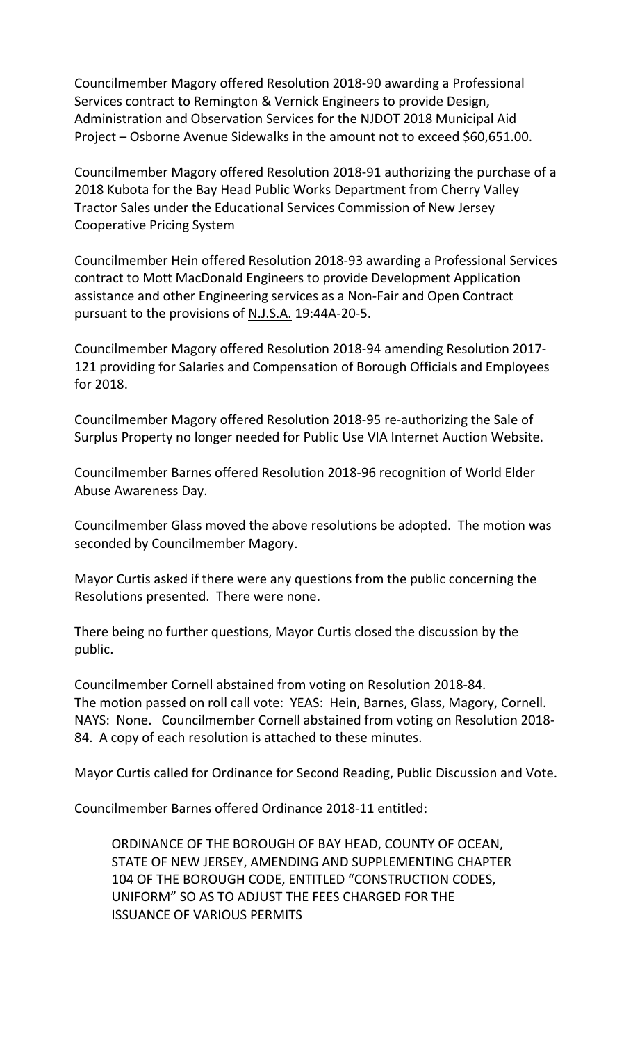Councilmember Magory offered Resolution 2018-90 awarding a Professional Services contract to Remington & Vernick Engineers to provide Design, Administration and Observation Services for the NJDOT 2018 Municipal Aid Project – Osborne Avenue Sidewalks in the amount not to exceed $60,651.00.

Councilmember Magory offered Resolution 2018-91 authorizing the purchase of a 2018 Kubota for the Bay Head Public Works Department from Cherry Valley Tractor Sales under the Educational Services Commission of New Jersey Cooperative Pricing System

Councilmember Hein offered Resolution 2018-93 awarding a Professional Services contract to Mott MacDonald Engineers to provide Development Application assistance and other Engineering services as a Non-Fair and Open Contract pursuant to the provisions of N.J.S.A. 19:44A-20-5.

Councilmember Magory offered Resolution 2018-94 amending Resolution 2017-121 providing for Salaries and Compensation of Borough Officials and Employees for 2018.

Councilmember Magory offered Resolution 2018-95 re-authorizing the Sale of Surplus Property no longer needed for Public Use VIA Internet Auction Website.

Councilmember Barnes offered Resolution 2018-96 recognition of World Elder Abuse Awareness Day.

Councilmember Glass moved the above resolutions be adopted. The motion was seconded by Councilmember Magory.

Mayor Curtis asked if there were any questions from the public concerning the Resolutions presented. There were none.

There being no further questions, Mayor Curtis closed the discussion by the public.

Councilmember Cornell abstained from voting on Resolution 2018-84.
The motion passed on roll call vote: YEAS: Hein, Barnes, Glass, Magory, Cornell. NAYS: None. Councilmember Cornell abstained from voting on Resolution 2018-84. A copy of each resolution is attached to these minutes.

Mayor Curtis called for Ordinance for Second Reading, Public Discussion and Vote.

Councilmember Barnes offered Ordinance 2018-11 entitled:

> ORDINANCE OF THE BOROUGH OF BAY HEAD, COUNTY OF OCEAN, STATE OF NEW JERSEY, AMENDING AND SUPPLEMENTING CHAPTER 104 OF THE BOROUGH CODE, ENTITLED "CONSTRUCTION CODES, UNIFORM" SO AS TO ADJUST THE FEES CHARGED FOR THE ISSUANCE OF VARIOUS PERMITS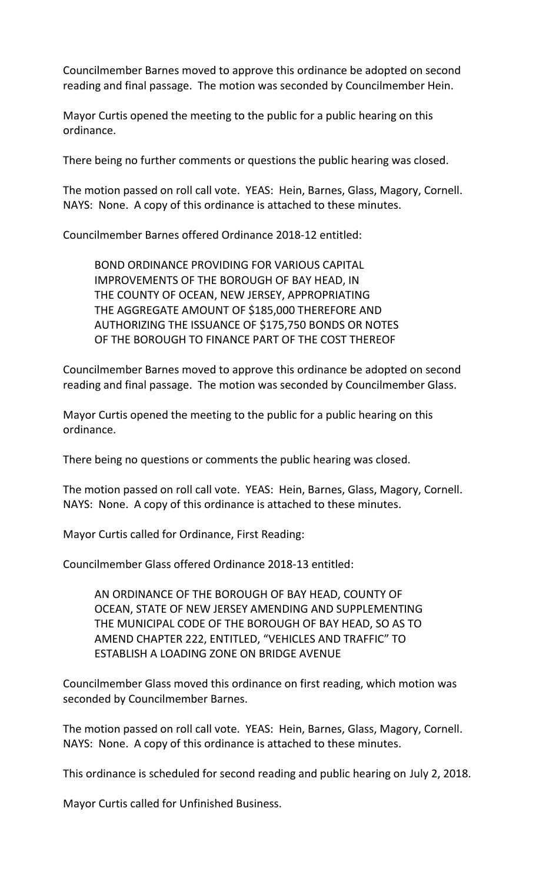Councilmember Barnes moved to approve this ordinance be adopted on second reading and final passage. The motion was seconded by Councilmember Hein.

Mayor Curtis opened the meeting to the public for a public hearing on this ordinance.

There being no further comments or questions the public hearing was closed.

The motion passed on roll call vote. YEAS: Hein, Barnes, Glass, Magory, Cornell. NAYS: None. A copy of this ordinance is attached to these minutes.

Councilmember Barnes offered Ordinance 2018-12 entitled:

> BOND ORDINANCE PROVIDING FOR VARIOUS CAPITAL IMPROVEMENTS OF THE BOROUGH OF BAY HEAD, IN THE COUNTY OF OCEAN, NEW JERSEY, APPROPRIATING THE AGGREGATE AMOUNT OF $185,000 THEREFORE AND AUTHORIZING THE ISSUANCE OF $175,750 BONDS OR NOTES OF THE BOROUGH TO FINANCE PART OF THE COST THEREOF

Councilmember Barnes moved to approve this ordinance be adopted on second reading and final passage. The motion was seconded by Councilmember Glass.

Mayor Curtis opened the meeting to the public for a public hearing on this ordinance.

There being no questions or comments the public hearing was closed.

The motion passed on roll call vote. YEAS: Hein, Barnes, Glass, Magory, Cornell. NAYS: None. A copy of this ordinance is attached to these minutes.

Mayor Curtis called for Ordinance, First Reading:

Councilmember Glass offered Ordinance 2018-13 entitled:

> AN ORDINANCE OF THE BOROUGH OF BAY HEAD, COUNTY OF OCEAN, STATE OF NEW JERSEY AMENDING AND SUPPLEMENTING THE MUNICIPAL CODE OF THE BOROUGH OF BAY HEAD, SO AS TO AMEND CHAPTER 222, ENTITLED, "VEHICLES AND TRAFFIC" TO ESTABLISH A LOADING ZONE ON BRIDGE AVENUE

Councilmember Glass moved this ordinance on first reading, which motion was seconded by Councilmember Barnes.

The motion passed on roll call vote. YEAS: Hein, Barnes, Glass, Magory, Cornell. NAYS: None. A copy of this ordinance is attached to these minutes.

This ordinance is scheduled for second reading and public hearing on July 2, 2018.

Mayor Curtis called for Unfinished Business.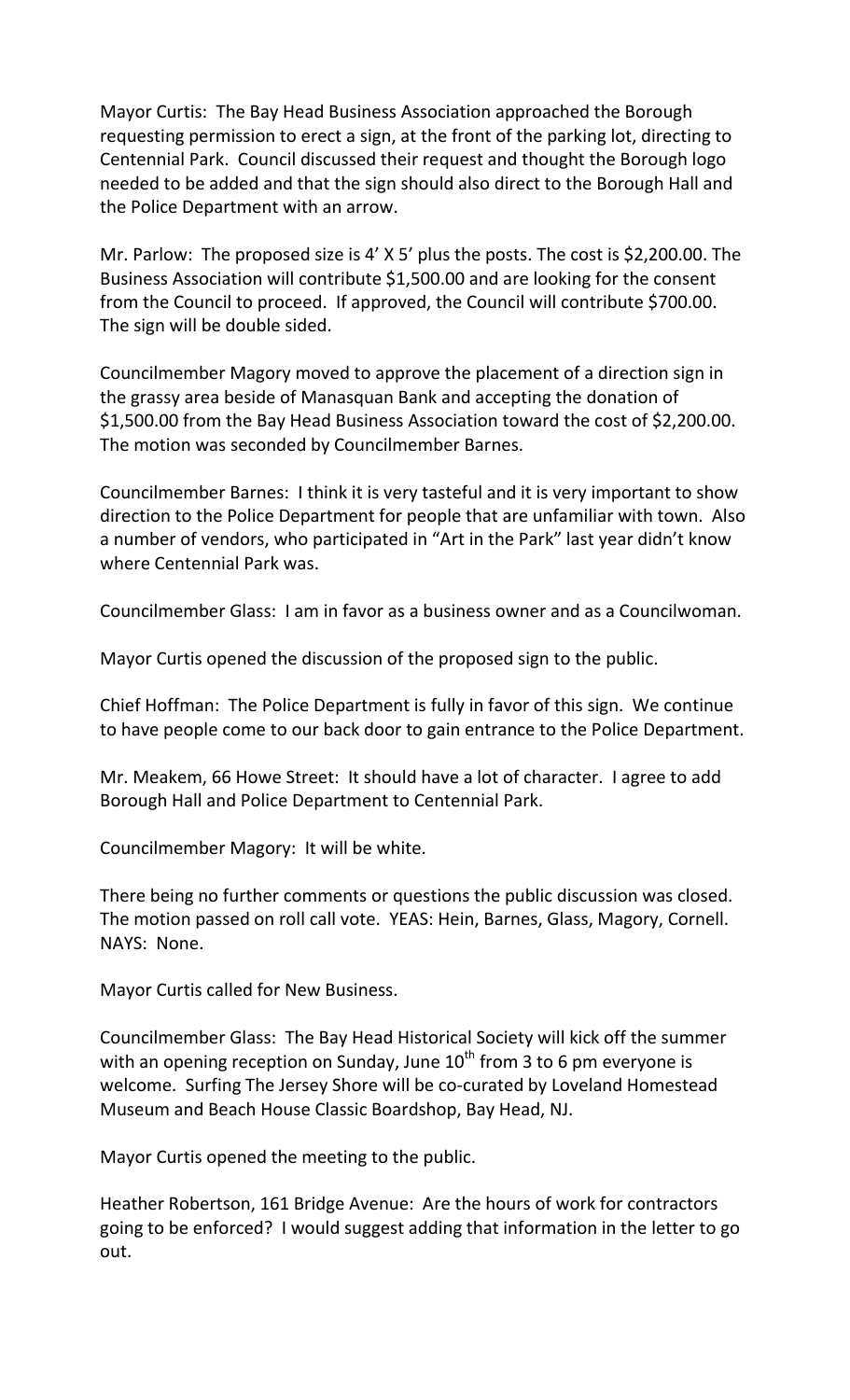Mayor Curtis: The Bay Head Business Association approached the Borough requesting permission to erect a sign, at the front of the parking lot, directing to Centennial Park. Council discussed their request and thought the Borough logo needed to be added and that the sign should also direct to the Borough Hall and the Police Department with an arrow.

Mr. Parlow: The proposed size is 4' X 5' plus the posts. The cost is $2,200.00. The Business Association will contribute $1,500.00 and are looking for the consent from the Council to proceed. If approved, the Council will contribute $700.00. The sign will be double sided.

Councilmember Magory moved to approve the placement of a direction sign in the grassy area beside of Manasquan Bank and accepting the donation of $1,500.00 from the Bay Head Business Association toward the cost of $2,200.00. The motion was seconded by Councilmember Barnes.

Councilmember Barnes: I think it is very tasteful and it is very important to show direction to the Police Department for people that are unfamiliar with town. Also a number of vendors, who participated in "Art in the Park" last year didn't know where Centennial Park was.

Councilmember Glass: I am in favor as a business owner and as a Councilwoman.

Mayor Curtis opened the discussion of the proposed sign to the public.

Chief Hoffman: The Police Department is fully in favor of this sign. We continue to have people come to our back door to gain entrance to the Police Department.

Mr. Meakem, 66 Howe Street: It should have a lot of character. I agree to add Borough Hall and Police Department to Centennial Park.

Councilmember Magory: It will be white.

There being no further comments or questions the public discussion was closed. The motion passed on roll call vote. YEAS: Hein, Barnes, Glass, Magory, Cornell. NAYS: None.

Mayor Curtis called for New Business.

Councilmember Glass: The Bay Head Historical Society will kick off the summer with an opening reception on Sunday, June 10th from 3 to 6 pm everyone is welcome. Surfing The Jersey Shore will be co-curated by Loveland Homestead Museum and Beach House Classic Boardshop, Bay Head, NJ.

Mayor Curtis opened the meeting to the public.

Heather Robertson, 161 Bridge Avenue: Are the hours of work for contractors going to be enforced? I would suggest adding that information in the letter to go out.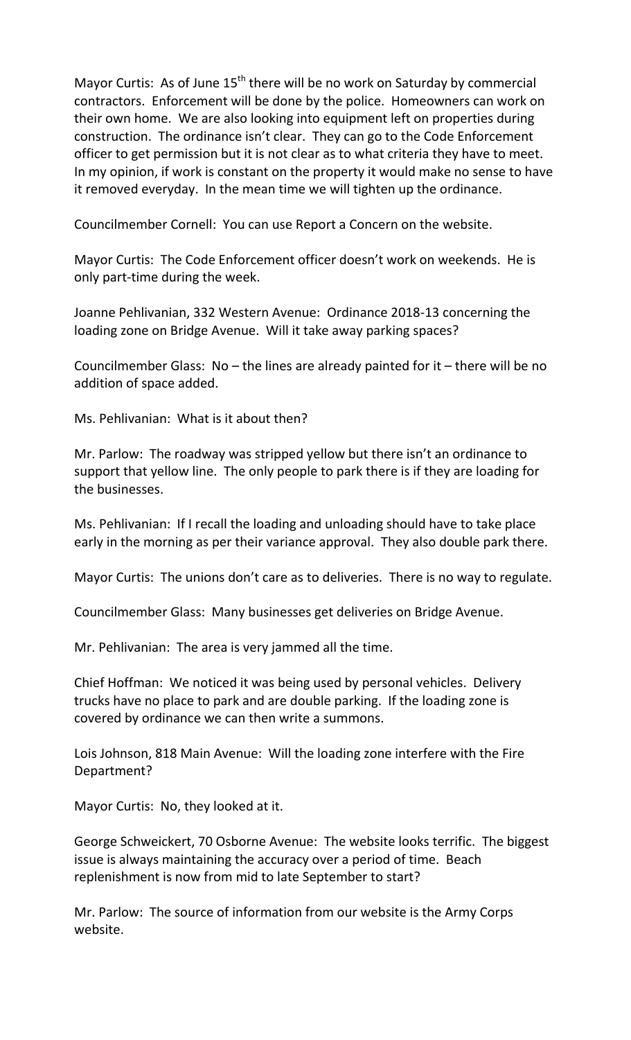Mayor Curtis: As of June 15th there will be no work on Saturday by commercial contractors. Enforcement will be done by the police. Homeowners can work on their own home. We are also looking into equipment left on properties during construction. The ordinance isn't clear. They can go to the Code Enforcement officer to get permission but it is not clear as to what criteria they have to meet. In my opinion, if work is constant on the property it would make no sense to have it removed everyday. In the mean time we will tighten up the ordinance.

Councilmember Cornell: You can use Report a Concern on the website.

Mayor Curtis: The Code Enforcement officer doesn't work on weekends. He is only part-time during the week.

Joanne Pehlivanian, 332 Western Avenue: Ordinance 2018-13 concerning the loading zone on Bridge Avenue. Will it take away parking spaces?

Councilmember Glass: No – the lines are already painted for it – there will be no addition of space added.

Ms. Pehlivanian: What is it about then?

Mr. Parlow: The roadway was stripped yellow but there isn't an ordinance to support that yellow line. The only people to park there is if they are loading for the businesses.

Ms. Pehlivanian: If I recall the loading and unloading should have to take place early in the morning as per their variance approval. They also double park there.

Mayor Curtis: The unions don't care as to deliveries. There is no way to regulate.

Councilmember Glass: Many businesses get deliveries on Bridge Avenue.

Mr. Pehlivanian: The area is very jammed all the time.

Chief Hoffman: We noticed it was being used by personal vehicles. Delivery trucks have no place to park and are double parking. If the loading zone is covered by ordinance we can then write a summons.

Lois Johnson, 818 Main Avenue: Will the loading zone interfere with the Fire Department?

Mayor Curtis: No, they looked at it.

George Schweickert, 70 Osborne Avenue: The website looks terrific. The biggest issue is always maintaining the accuracy over a period of time. Beach replenishment is now from mid to late September to start?

Mr. Parlow: The source of information from our website is the Army Corps website.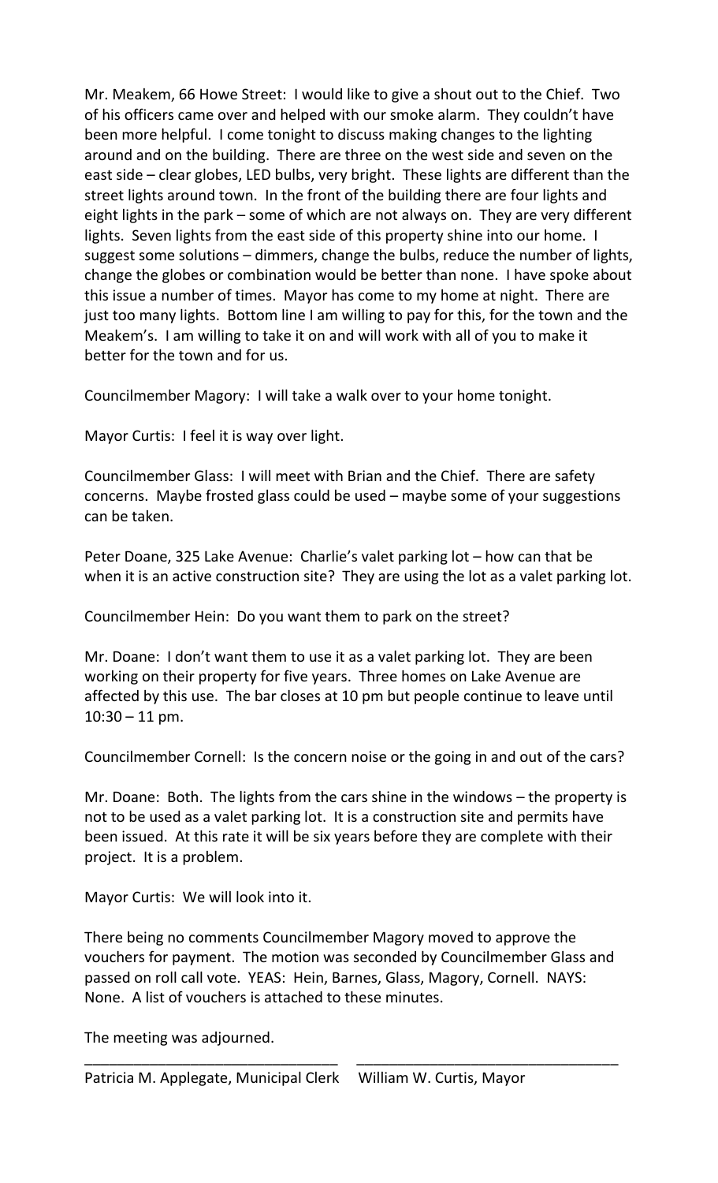Mr. Meakem, 66 Howe Street: I would like to give a shout out to the Chief. Two of his officers came over and helped with our smoke alarm. They couldn't have been more helpful. I come tonight to discuss making changes to the lighting around and on the building. There are three on the west side and seven on the east side – clear globes, LED bulbs, very bright. These lights are different than the street lights around town. In the front of the building there are four lights and eight lights in the park – some of which are not always on. They are very different lights. Seven lights from the east side of this property shine into our home. I suggest some solutions – dimmers, change the bulbs, reduce the number of lights, change the globes or combination would be better than none. I have spoke about this issue a number of times. Mayor has come to my home at night. There are just too many lights. Bottom line I am willing to pay for this, for the town and the Meakem's. I am willing to take it on and will work with all of you to make it better for the town and for us.

Councilmember Magory: I will take a walk over to your home tonight.

Mayor Curtis: I feel it is way over light.

Councilmember Glass: I will meet with Brian and the Chief. There are safety concerns. Maybe frosted glass could be used – maybe some of your suggestions can be taken.

Peter Doane, 325 Lake Avenue: Charlie's valet parking lot – how can that be when it is an active construction site? They are using the lot as a valet parking lot.

Councilmember Hein: Do you want them to park on the street?

Mr. Doane: I don't want them to use it as a valet parking lot. They are been working on their property for five years. Three homes on Lake Avenue are affected by this use. The bar closes at 10 pm but people continue to leave until 10:30 – 11 pm.

Councilmember Cornell: Is the concern noise or the going in and out of the cars?

Mr. Doane: Both. The lights from the cars shine in the windows – the property is not to be used as a valet parking lot. It is a construction site and permits have been issued. At this rate it will be six years before they are complete with their project. It is a problem.

Mayor Curtis: We will look into it.

There being no comments Councilmember Magory moved to approve the vouchers for payment. The motion was seconded by Councilmember Glass and passed on roll call vote. YEAS: Hein, Barnes, Glass, Magory, Cornell. NAYS: None. A list of vouchers is attached to these minutes.

The meeting was adjourned.

\_\_\_\_\_\_\_\_\_\_\_\_\_\_\_\_\_\_\_\_\_\_\_\_\_\_\_\_\_\_\_\_ \_\_\_\_\_\_\_\_\_\_\_\_\_\_\_\_\_\_\_\_\_\_\_\_\_\_\_\_\_\_\_\_

Patricia M. Applegate, Municipal Clerk William W. Curtis, Mayor